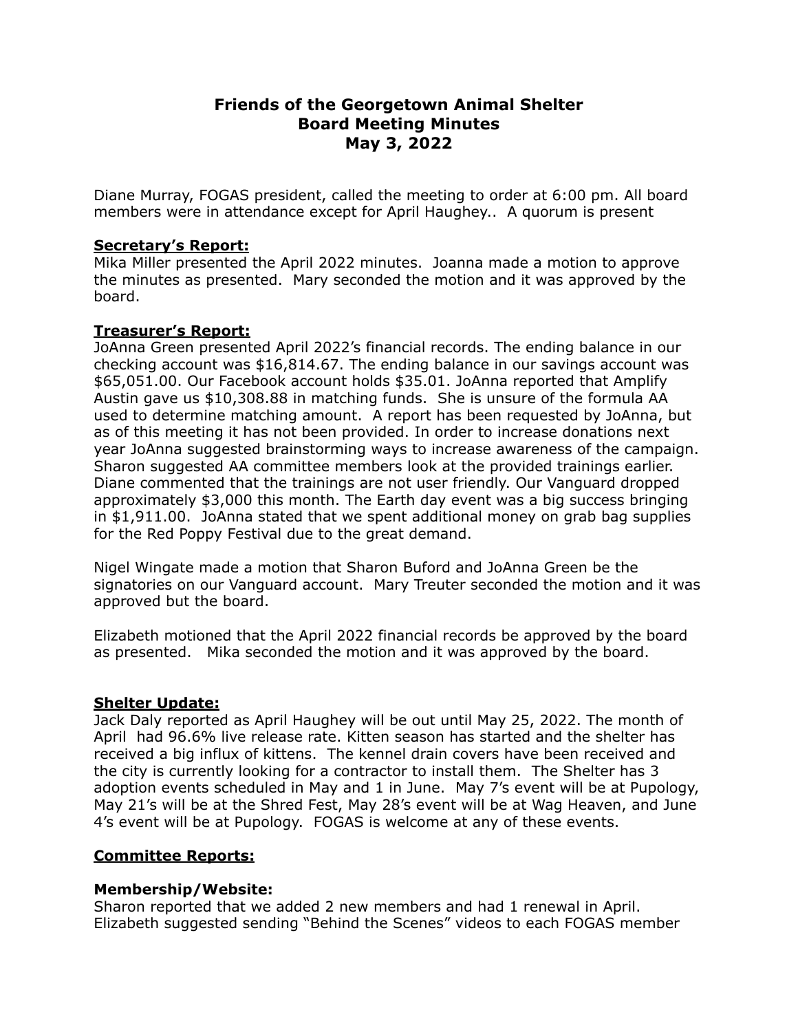# Friends of the Georgetown Animal Shelter
# Board Meeting Minutes
# May 3, 2022

Diane Murray, FOGAS president, called the meeting to order at 6:00 pm. All board members were in attendance except for April Haughey.. A quorum is present

## **Secretary's Report:**

Mika Miller presented the April 2022 minutes. Joanna made a motion to approve the minutes as presented. Mary seconded the motion and it was approved by the board.

## **Treasurer's Report:**

JoAnna Green presented April 2022's financial records. The ending balance in our checking account was $16,814.67. The ending balance in our savings account was $65,051.00. Our Facebook account holds $35.01. JoAnna reported that Amplify Austin gave us $10,308.88 in matching funds. She is unsure of the formula AA used to determine matching amount. A report has been requested by JoAnna, but as of this meeting it has not been provided. In order to increase donations next year JoAnna suggested brainstorming ways to increase awareness of the campaign. Sharon suggested AA committee members look at the provided trainings earlier. Diane commented that the trainings are not user friendly. Our Vanguard dropped approximately $3,000 this month. The Earth day event was a big success bringing in $1,911.00. JoAnna stated that we spent additional money on grab bag supplies for the Red Poppy Festival due to the great demand.

Nigel Wingate made a motion that Sharon Buford and JoAnna Green be the signatories on our Vanguard account. Mary Treuter seconded the motion and it was approved but the board.

Elizabeth motioned that the April 2022 financial records be approved by the board as presented. Mika seconded the motion and it was approved by the board.

## **Shelter Update:**

Jack Daly reported as April Haughey will be out until May 25, 2022. The month of April had 96.6% live release rate. Kitten season has started and the shelter has received a big influx of kittens. The kennel drain covers have been received and the city is currently looking for a contractor to install them. The Shelter has 3 adoption events scheduled in May and 1 in June. May 7's event will be at Pupology, May 21's will be at the Shred Fest, May 28's event will be at Wag Heaven, and June 4's event will be at Pupology. FOGAS is welcome at any of these events.

## **Committee Reports:**

### **Membership/Website:**

Sharon reported that we added 2 new members and had 1 renewal in April. Elizabeth suggested sending "Behind the Scenes" videos to each FOGAS member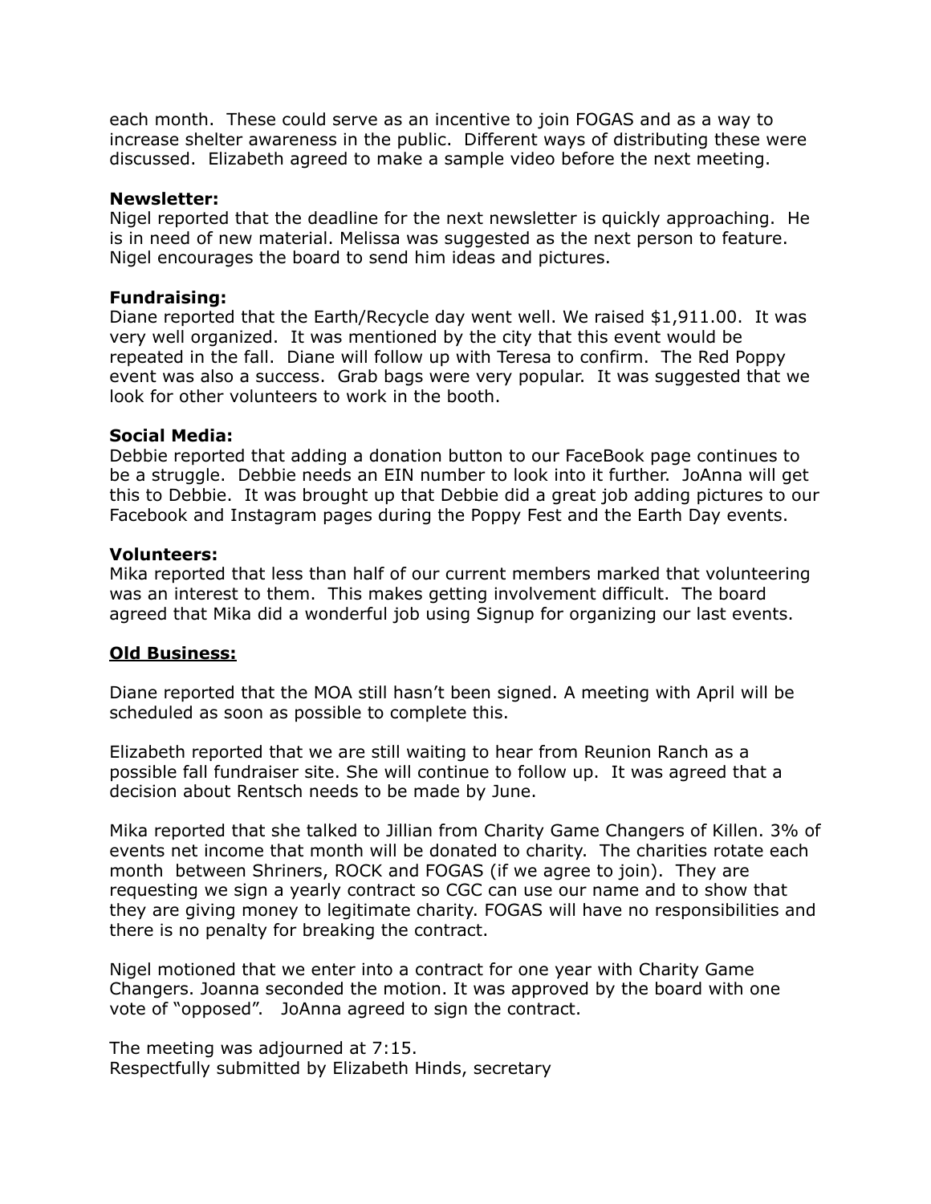each month. These could serve as an incentive to join FOGAS and as a way to increase shelter awareness in the public. Different ways of distributing these were discussed. Elizabeth agreed to make a sample video before the next meeting.

**Newsletter:**
Nigel reported that the deadline for the next newsletter is quickly approaching. He is in need of new material. Melissa was suggested as the next person to feature. Nigel encourages the board to send him ideas and pictures.

**Fundraising:**
Diane reported that the Earth/Recycle day went well. We raised $1,911.00. It was very well organized. It was mentioned by the city that this event would be repeated in the fall. Diane will follow up with Teresa to confirm. The Red Poppy event was also a success. Grab bags were very popular. It was suggested that we look for other volunteers to work in the booth.

**Social Media:**
Debbie reported that adding a donation button to our FaceBook page continues to be a struggle. Debbie needs an EIN number to look into it further. JoAnna will get this to Debbie. It was brought up that Debbie did a great job adding pictures to our Facebook and Instagram pages during the Poppy Fest and the Earth Day events.

**Volunteers:**
Mika reported that less than half of our current members marked that volunteering was an interest to them. This makes getting involvement difficult. The board agreed that Mika did a wonderful job using Signup for organizing our last events.

**<u>Old Business:</u>**

Diane reported that the MOA still hasn't been signed. A meeting with April will be scheduled as soon as possible to complete this.

Elizabeth reported that we are still waiting to hear from Reunion Ranch as a possible fall fundraiser site. She will continue to follow up. It was agreed that a decision about Rentsch needs to be made by June.

Mika reported that she talked to Jillian from Charity Game Changers of Killen. 3% of events net income that month will be donated to charity. The charities rotate each month between Shriners, ROCK and FOGAS (if we agree to join). They are requesting we sign a yearly contract so CGC can use our name and to show that they are giving money to legitimate charity. FOGAS will have no responsibilities and there is no penalty for breaking the contract.

Nigel motioned that we enter into a contract for one year with Charity Game Changers. Joanna seconded the motion. It was approved by the board with one vote of "opposed". JoAnna agreed to sign the contract.

The meeting was adjourned at 7:15.
Respectfully submitted by Elizabeth Hinds, secretary